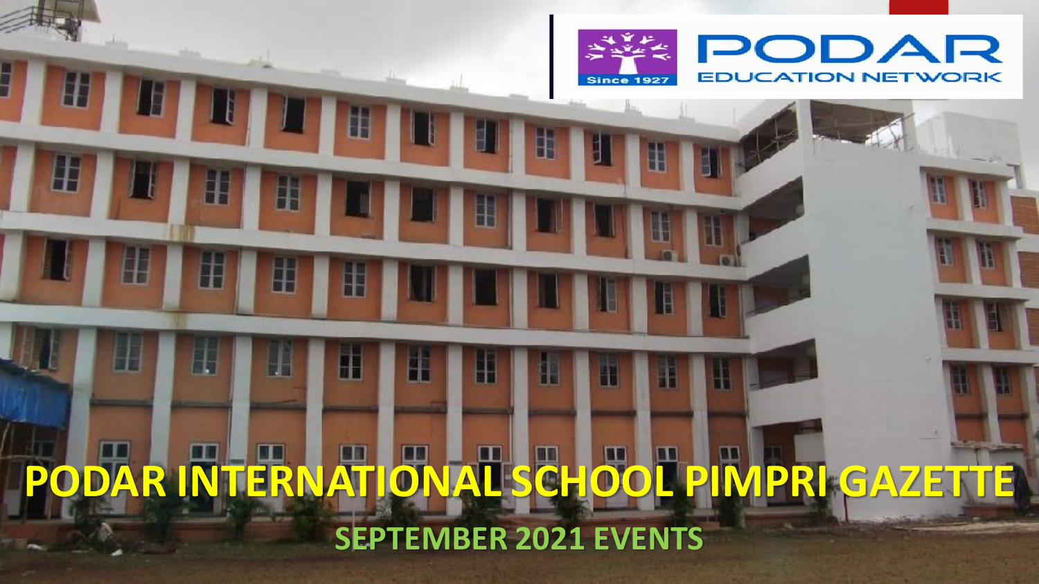PODAR EDUCATION NETWORK

Since 1927

# PODAR INTERNATIONAL SCHOOL PIMPRI GAZETTE

## SEPTEMBER 2021 EVENTS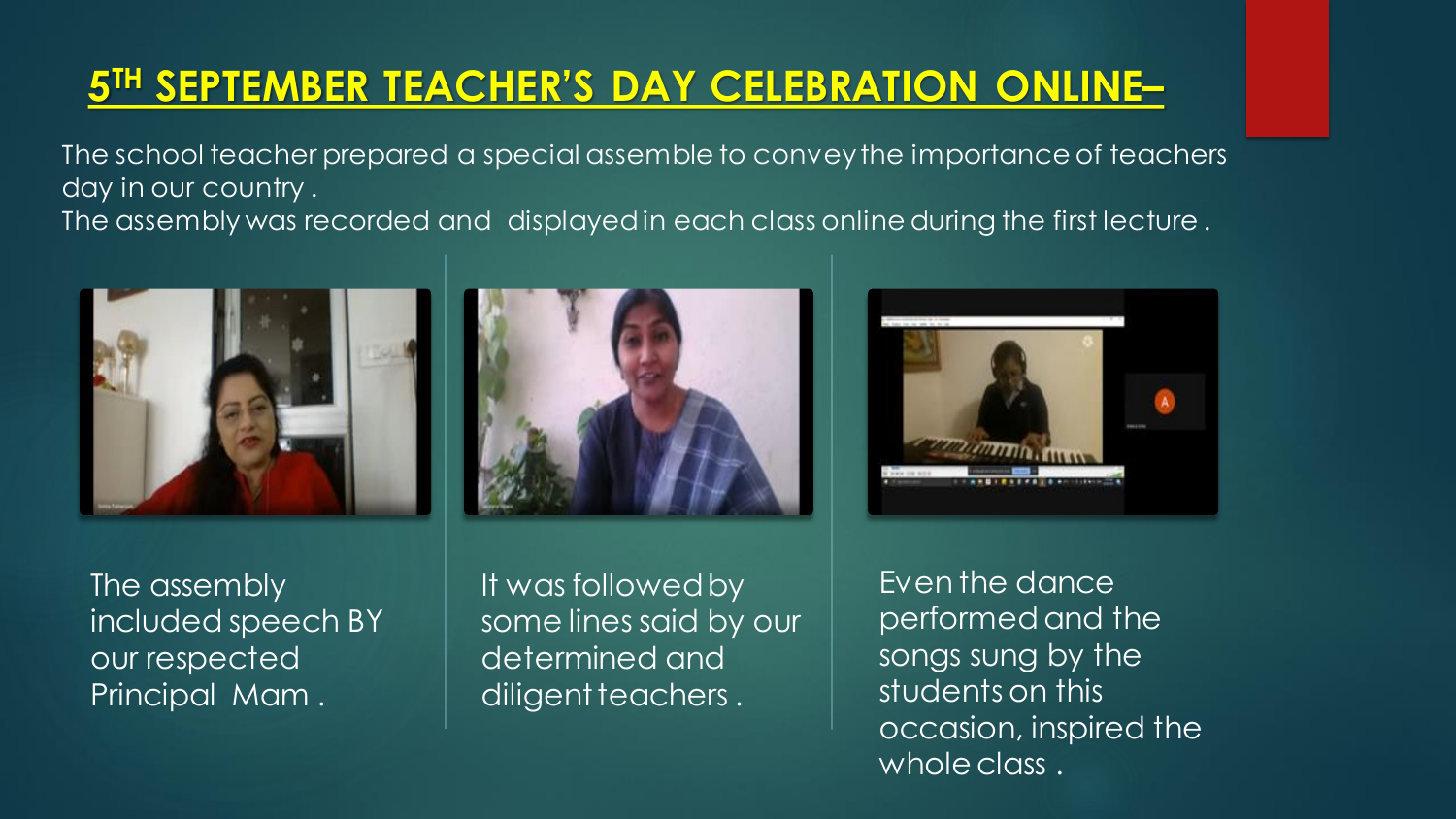# 5TH SEPTEMBER TEACHER'S DAY CELEBRATION ONLINE–

The school teacher prepared a special assemble to convey the importance of teachers day in our country .
The assembly was recorded and displayed in each class online during the first lecture .

The assembly included speech BY our respected Principal Mam .

It was followed by some lines said by our determined and diligent teachers .

Even the dance performed and the songs sung by the students on this occasion, inspired the whole class .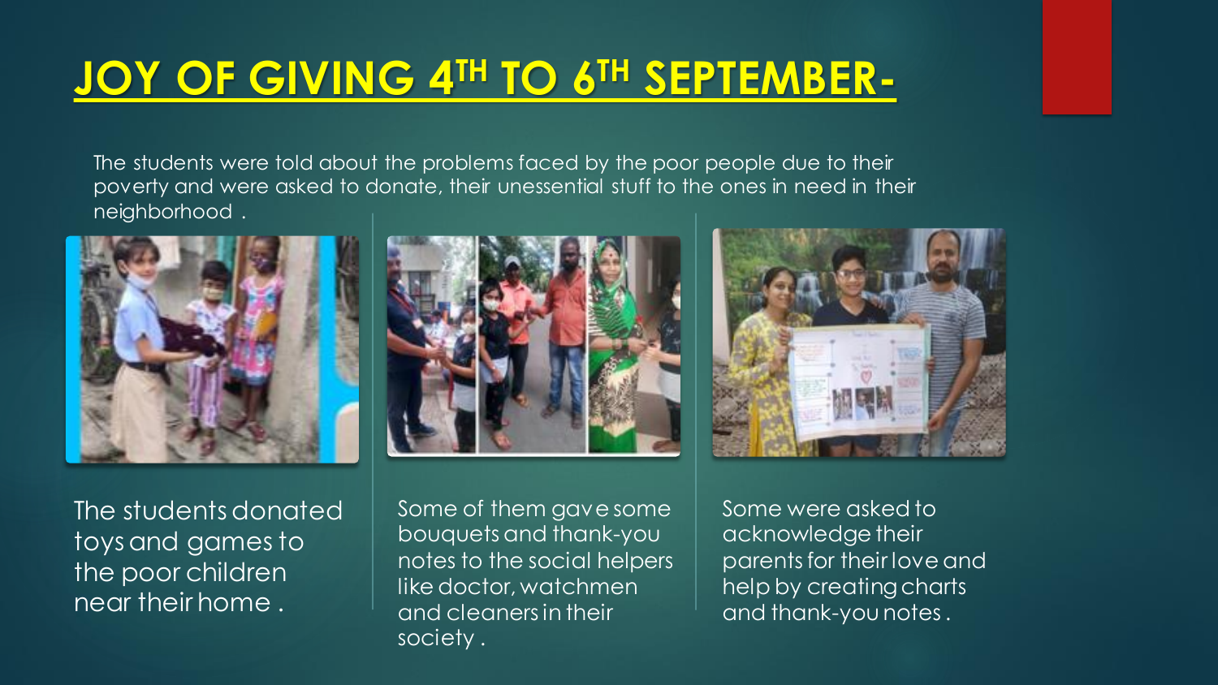# JOY OF GIVING 4TH TO 6TH SEPTEMBER-

The students were told about the problems faced by the poor people due to their poverty and were asked to donate, their unessential stuff to the ones in need in their neighborhood .

The students donated toys and games to the poor children near their home .

Some of them gave some bouquets and thank-you notes to the social helpers like doctor, watchmen and cleaners in their society .

Some were asked to acknowledge their parents for their love and help by creating charts and thank-you notes .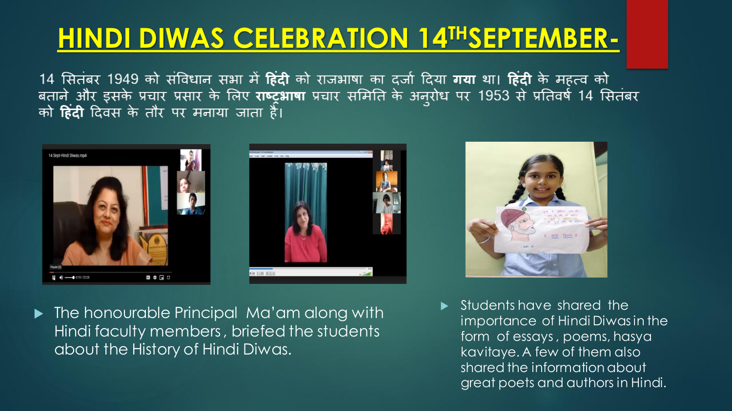# HINDI DIWAS CELEBRATION 14TH SEPTEMBER-

14 सितंबर 1949 को संविधान सभा में **हिंदी** को राजभाषा का दर्जा दिया **गया** था। **हिंदी** के महत्व को बताने और इसके प्रचार प्रसार के लिए **राष्ट्रभाषा** प्रचार समिति के अनुरोध पर 1953 से प्रतिवर्ष 14 सितंबर को **हिंदी** दिवस के तौर पर मनाया जाता है।

- The honourable Principal Ma'am along with Hindi faculty members, briefed the students about the History of Hindi Diwas.

- Students have shared the importance of Hindi Diwas in the form of essays, poems, hasya kavitaye. A few of them also shared the information about great poets and authors in Hindi.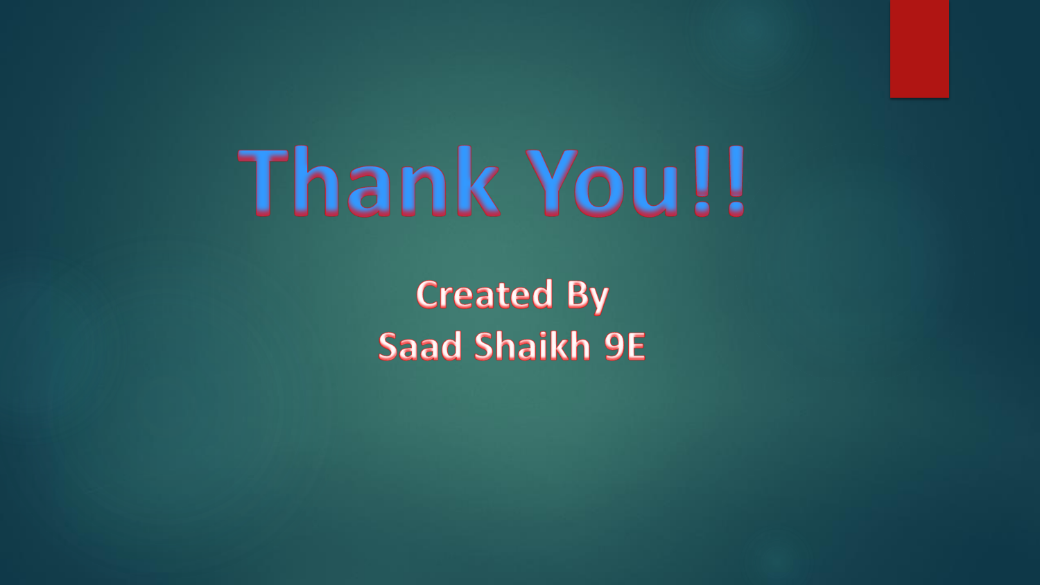# Thank You!!

Created By

Saad Shaikh 9E